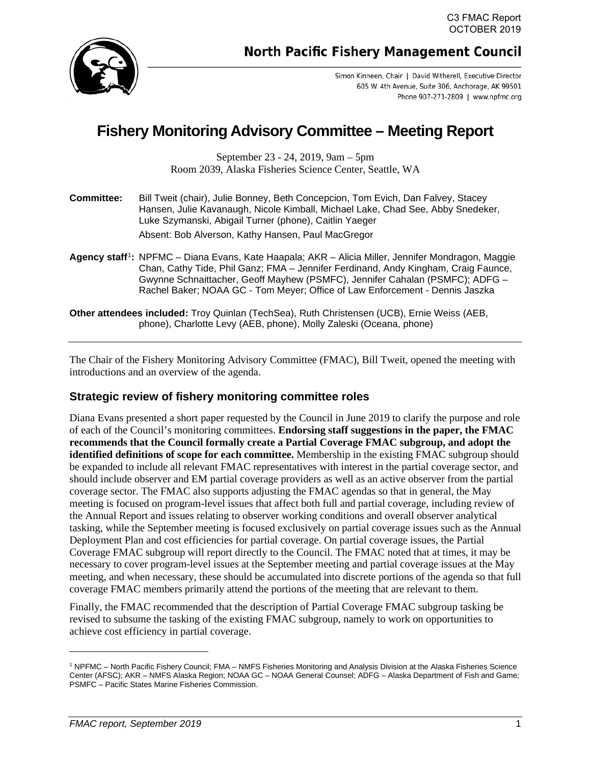C3 FMAC Report
OCTOBER 2019

**North Pacific Fishery Management Council**

Simon Kinneen, Chair | David Witherell, Executive Director
605 W. 4th Avenue, Suite 306, Anchorage, AK 99501
Phone 907-271-2809 | www.npfmc.org

# Fishery Monitoring Advisory Committee – Meeting Report

September 23 - 24, 2019, 9am – 5pm
Room 2039, Alaska Fisheries Science Center, Seattle, WA

**Committee:** Bill Tweit (chair), Julie Bonney, Beth Concepcion, Tom Evich, Dan Falvey, Stacey Hansen, Julie Kavanaugh, Nicole Kimball, Michael Lake, Chad See, Abby Snedeker, Luke Szymanski, Abigail Turner (phone), Caitlin Yaeger

Absent: Bob Alverson, Kathy Hansen, Paul MacGregor

**Agency staff[1]:** NPFMC – Diana Evans, Kate Haapala; AKR – Alicia Miller, Jennifer Mondragon, Maggie Chan, Cathy Tide, Phil Ganz; FMA – Jennifer Ferdinand, Andy Kingham, Craig Faunce, Gwynne Schnaittacher, Geoff Mayhew (PSMFC), Jennifer Cahalan (PSMFC); ADFG – Rachel Baker; NOAA GC - Tom Meyer; Office of Law Enforcement - Dennis Jaszka

**Other attendees included:** Troy Quinlan (TechSea), Ruth Christensen (UCB), Ernie Weiss (AEB, phone), Charlotte Levy (AEB, phone), Molly Zaleski (Oceana, phone)

---

The Chair of the Fishery Monitoring Advisory Committee (FMAC), Bill Tweit, opened the meeting with introductions and an overview of the agenda.

## Strategic review of fishery monitoring committee roles

Diana Evans presented a short paper requested by the Council in June 2019 to clarify the purpose and role of each of the Council's monitoring committees. **Endorsing staff suggestions in the paper, the FMAC recommends that the Council formally create a Partial Coverage FMAC subgroup, and adopt the identified definitions of scope for each committee.** Membership in the existing FMAC subgroup should be expanded to include all relevant FMAC representatives with interest in the partial coverage sector, and should include observer and EM partial coverage providers as well as an active observer from the partial coverage sector. The FMAC also supports adjusting the FMAC agendas so that in general, the May meeting is focused on program-level issues that affect both full and partial coverage, including review of the Annual Report and issues relating to observer working conditions and overall observer analytical tasking, while the September meeting is focused exclusively on partial coverage issues such as the Annual Deployment Plan and cost efficiencies for partial coverage. On partial coverage issues, the Partial Coverage FMAC subgroup will report directly to the Council. The FMAC noted that at times, it may be necessary to cover program-level issues at the September meeting and partial coverage issues at the May meeting, and when necessary, these should be accumulated into discrete portions of the agenda so that full coverage FMAC members primarily attend the portions of the meeting that are relevant to them.

Finally, the FMAC recommended that the description of Partial Coverage FMAC subgroup tasking be revised to subsume the tasking of the existing FMAC subgroup, namely to work on opportunities to achieve cost efficiency in partial coverage.

---

[1] NPFMC – North Pacific Fishery Council; FMA – NMFS Fisheries Monitoring and Analysis Division at the Alaska Fisheries Science Center (AFSC); AKR – NMFS Alaska Region; NOAA GC – NOAA General Counsel; ADFG – Alaska Department of Fish and Game; PSMFC – Pacific States Marine Fisheries Commission.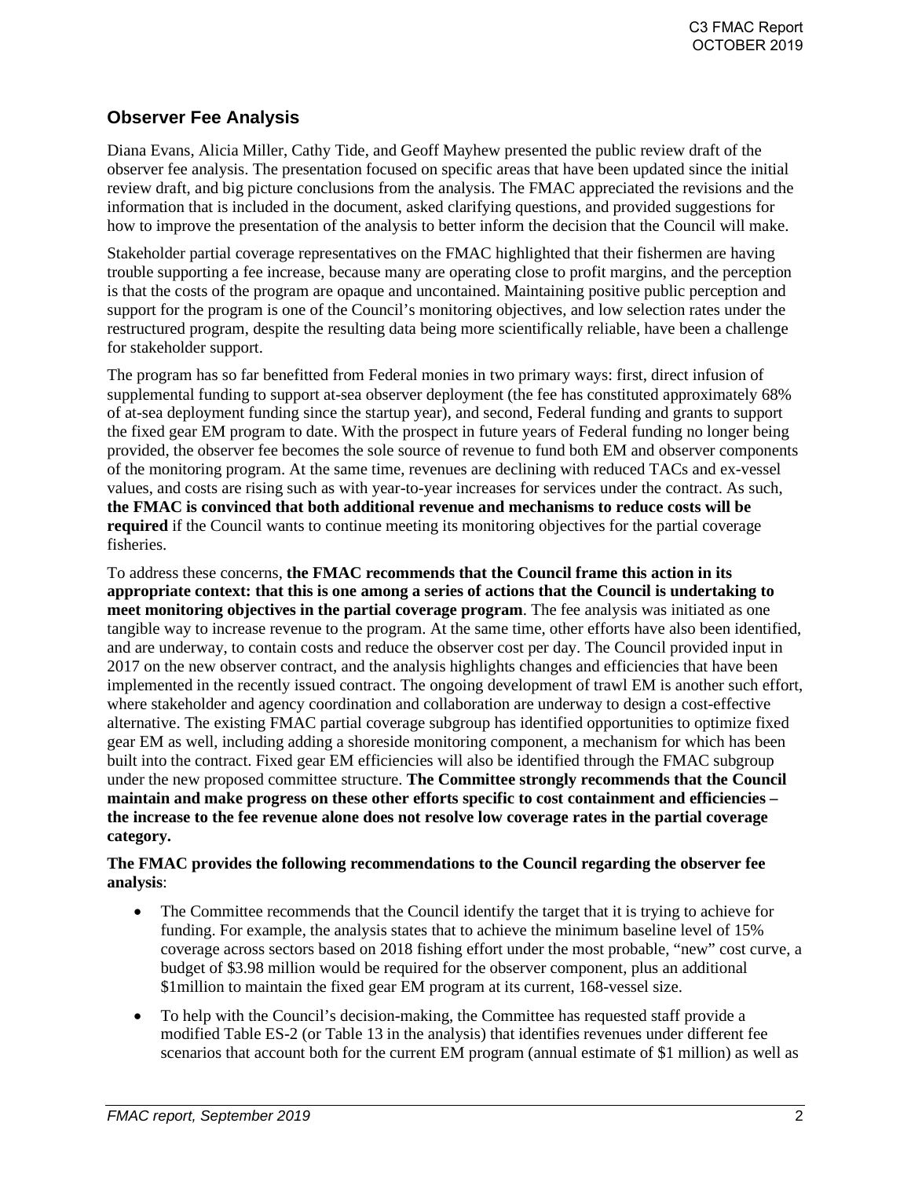## Observer Fee Analysis

Diana Evans, Alicia Miller, Cathy Tide, and Geoff Mayhew presented the public review draft of the observer fee analysis. The presentation focused on specific areas that have been updated since the initial review draft, and big picture conclusions from the analysis. The FMAC appreciated the revisions and the information that is included in the document, asked clarifying questions, and provided suggestions for how to improve the presentation of the analysis to better inform the decision that the Council will make.

Stakeholder partial coverage representatives on the FMAC highlighted that their fishermen are having trouble supporting a fee increase, because many are operating close to profit margins, and the perception is that the costs of the program are opaque and uncontained. Maintaining positive public perception and support for the program is one of the Council's monitoring objectives, and low selection rates under the restructured program, despite the resulting data being more scientifically reliable, have been a challenge for stakeholder support.

The program has so far benefitted from Federal monies in two primary ways: first, direct infusion of supplemental funding to support at-sea observer deployment (the fee has constituted approximately 68% of at-sea deployment funding since the startup year), and second, Federal funding and grants to support the fixed gear EM program to date. With the prospect in future years of Federal funding no longer being provided, the observer fee becomes the sole source of revenue to fund both EM and observer components of the monitoring program. At the same time, revenues are declining with reduced TACs and ex-vessel values, and costs are rising such as with year-to-year increases for services under the contract. As such, **the FMAC is convinced that both additional revenue and mechanisms to reduce costs will be required** if the Council wants to continue meeting its monitoring objectives for the partial coverage fisheries.

To address these concerns, **the FMAC recommends that the Council frame this action in its appropriate context: that this is one among a series of actions that the Council is undertaking to meet monitoring objectives in the partial coverage program**. The fee analysis was initiated as one tangible way to increase revenue to the program. At the same time, other efforts have also been identified, and are underway, to contain costs and reduce the observer cost per day. The Council provided input in 2017 on the new observer contract, and the analysis highlights changes and efficiencies that have been implemented in the recently issued contract. The ongoing development of trawl EM is another such effort, where stakeholder and agency coordination and collaboration are underway to design a cost-effective alternative. The existing FMAC partial coverage subgroup has identified opportunities to optimize fixed gear EM as well, including adding a shoreside monitoring component, a mechanism for which has been built into the contract. Fixed gear EM efficiencies will also be identified through the FMAC subgroup under the new proposed committee structure. **The Committee strongly recommends that the Council maintain and make progress on these other efforts specific to cost containment and efficiencies – the increase to the fee revenue alone does not resolve low coverage rates in the partial coverage category.**

**The FMAC provides the following recommendations to the Council regarding the observer fee analysis**:

- The Committee recommends that the Council identify the target that it is trying to achieve for funding. For example, the analysis states that to achieve the minimum baseline level of 15% coverage across sectors based on 2018 fishing effort under the most probable, "new" cost curve, a budget of $3.98 million would be required for the observer component, plus an additional $1million to maintain the fixed gear EM program at its current, 168-vessel size.
- To help with the Council's decision-making, the Committee has requested staff provide a modified Table ES-2 (or Table 13 in the analysis) that identifies revenues under different fee scenarios that account both for the current EM program (annual estimate of $1 million) as well as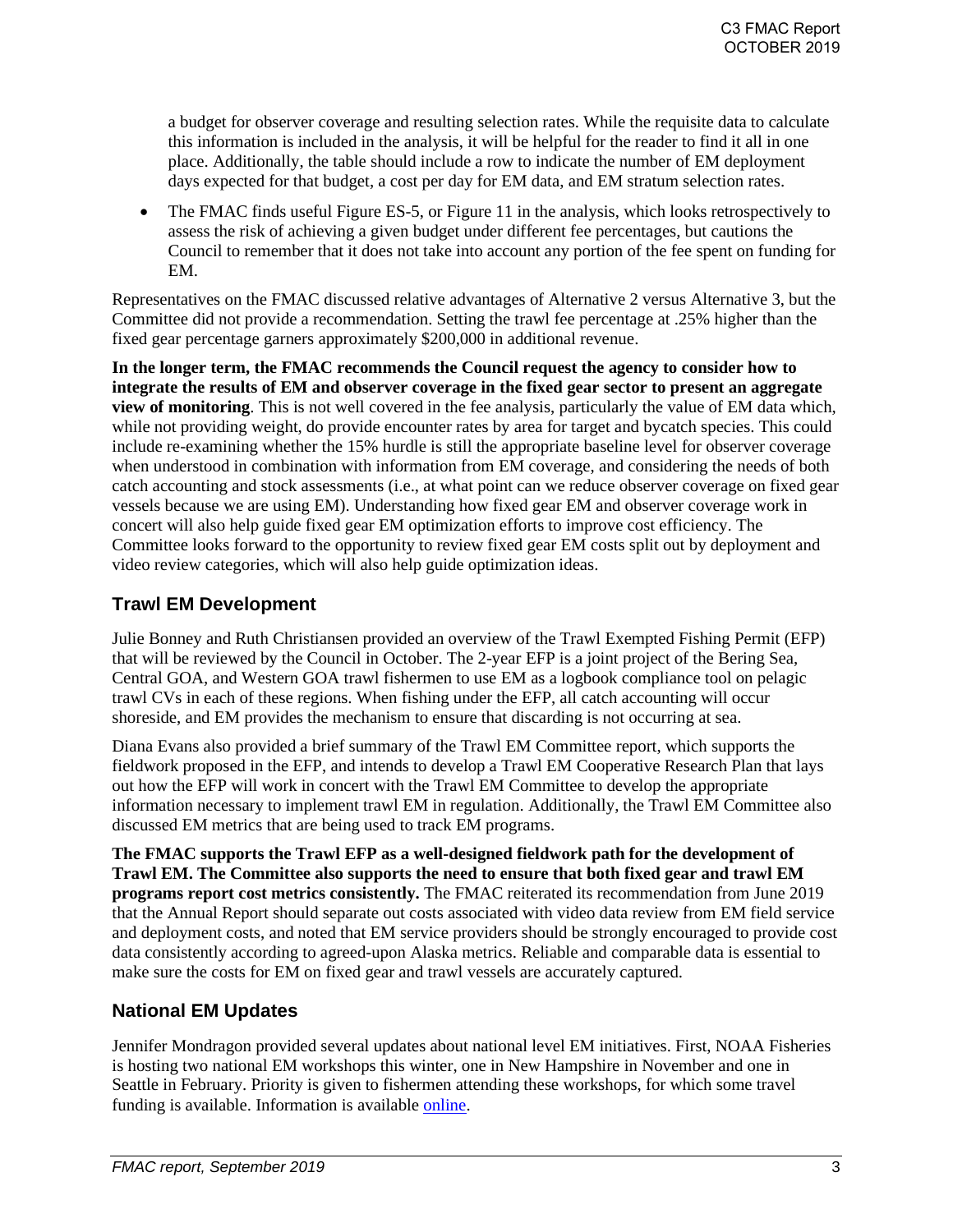a budget for observer coverage and resulting selection rates. While the requisite data to calculate this information is included in the analysis, it will be helpful for the reader to find it all in one place. Additionally, the table should include a row to indicate the number of EM deployment days expected for that budget, a cost per day for EM data, and EM stratum selection rates.

- The FMAC finds useful Figure ES-5, or Figure 11 in the analysis, which looks retrospectively to assess the risk of achieving a given budget under different fee percentages, but cautions the Council to remember that it does not take into account any portion of the fee spent on funding for EM.

Representatives on the FMAC discussed relative advantages of Alternative 2 versus Alternative 3, but the Committee did not provide a recommendation. Setting the trawl fee percentage at .25% higher than the fixed gear percentage garners approximately $200,000 in additional revenue.

**In the longer term, the FMAC recommends the Council request the agency to consider how to integrate the results of EM and observer coverage in the fixed gear sector to present an aggregate view of monitoring**. This is not well covered in the fee analysis, particularly the value of EM data which, while not providing weight, do provide encounter rates by area for target and bycatch species. This could include re-examining whether the 15% hurdle is still the appropriate baseline level for observer coverage when understood in combination with information from EM coverage, and considering the needs of both catch accounting and stock assessments (i.e., at what point can we reduce observer coverage on fixed gear vessels because we are using EM). Understanding how fixed gear EM and observer coverage work in concert will also help guide fixed gear EM optimization efforts to improve cost efficiency. The Committee looks forward to the opportunity to review fixed gear EM costs split out by deployment and video review categories, which will also help guide optimization ideas.

## Trawl EM Development

Julie Bonney and Ruth Christiansen provided an overview of the Trawl Exempted Fishing Permit (EFP) that will be reviewed by the Council in October. The 2-year EFP is a joint project of the Bering Sea, Central GOA, and Western GOA trawl fishermen to use EM as a logbook compliance tool on pelagic trawl CVs in each of these regions. When fishing under the EFP, all catch accounting will occur shoreside, and EM provides the mechanism to ensure that discarding is not occurring at sea.

Diana Evans also provided a brief summary of the Trawl EM Committee report, which supports the fieldwork proposed in the EFP, and intends to develop a Trawl EM Cooperative Research Plan that lays out how the EFP will work in concert with the Trawl EM Committee to develop the appropriate information necessary to implement trawl EM in regulation. Additionally, the Trawl EM Committee also discussed EM metrics that are being used to track EM programs.

**The FMAC supports the Trawl EFP as a well-designed fieldwork path for the development of Trawl EM. The Committee also supports the need to ensure that both fixed gear and trawl EM programs report cost metrics consistently.** The FMAC reiterated its recommendation from June 2019 that the Annual Report should separate out costs associated with video data review from EM field service and deployment costs, and noted that EM service providers should be strongly encouraged to provide cost data consistently according to agreed-upon Alaska metrics. Reliable and comparable data is essential to make sure the costs for EM on fixed gear and trawl vessels are accurately captured.

## National EM Updates

Jennifer Mondragon provided several updates about national level EM initiatives. First, NOAA Fisheries is hosting two national EM workshops this winter, one in New Hampshire in November and one in Seattle in February. Priority is given to fishermen attending these workshops, for which some travel funding is available. Information is available online.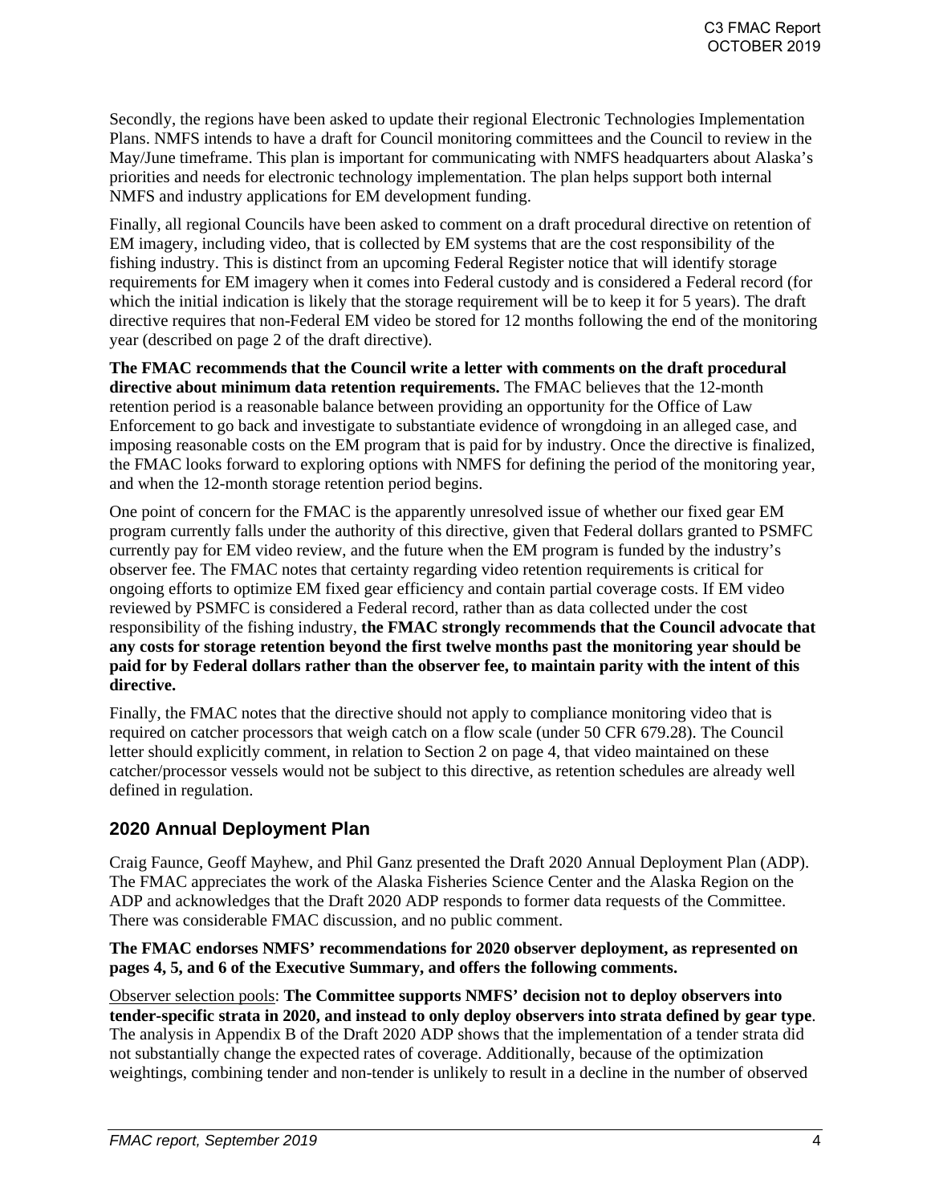Secondly, the regions have been asked to update their regional Electronic Technologies Implementation Plans. NMFS intends to have a draft for Council monitoring committees and the Council to review in the May/June timeframe. This plan is important for communicating with NMFS headquarters about Alaska's priorities and needs for electronic technology implementation. The plan helps support both internal NMFS and industry applications for EM development funding.

Finally, all regional Councils have been asked to comment on a draft procedural directive on retention of EM imagery, including video, that is collected by EM systems that are the cost responsibility of the fishing industry. This is distinct from an upcoming Federal Register notice that will identify storage requirements for EM imagery when it comes into Federal custody and is considered a Federal record (for which the initial indication is likely that the storage requirement will be to keep it for 5 years). The draft directive requires that non-Federal EM video be stored for 12 months following the end of the monitoring year (described on page 2 of the draft directive).

**The FMAC recommends that the Council write a letter with comments on the draft procedural directive about minimum data retention requirements.** The FMAC believes that the 12-month retention period is a reasonable balance between providing an opportunity for the Office of Law Enforcement to go back and investigate to substantiate evidence of wrongdoing in an alleged case, and imposing reasonable costs on the EM program that is paid for by industry. Once the directive is finalized, the FMAC looks forward to exploring options with NMFS for defining the period of the monitoring year, and when the 12-month storage retention period begins.

One point of concern for the FMAC is the apparently unresolved issue of whether our fixed gear EM program currently falls under the authority of this directive, given that Federal dollars granted to PSMFC currently pay for EM video review, and the future when the EM program is funded by the industry's observer fee. The FMAC notes that certainty regarding video retention requirements is critical for ongoing efforts to optimize EM fixed gear efficiency and contain partial coverage costs. If EM video reviewed by PSMFC is considered a Federal record, rather than as data collected under the cost responsibility of the fishing industry, **the FMAC strongly recommends that the Council advocate that any costs for storage retention beyond the first twelve months past the monitoring year should be paid for by Federal dollars rather than the observer fee, to maintain parity with the intent of this directive.**

Finally, the FMAC notes that the directive should not apply to compliance monitoring video that is required on catcher processors that weigh catch on a flow scale (under 50 CFR 679.28). The Council letter should explicitly comment, in relation to Section 2 on page 4, that video maintained on these catcher/processor vessels would not be subject to this directive, as retention schedules are already well defined in regulation.

## 2020 Annual Deployment Plan

Craig Faunce, Geoff Mayhew, and Phil Ganz presented the Draft 2020 Annual Deployment Plan (ADP). The FMAC appreciates the work of the Alaska Fisheries Science Center and the Alaska Region on the ADP and acknowledges that the Draft 2020 ADP responds to former data requests of the Committee. There was considerable FMAC discussion, and no public comment.

**The FMAC endorses NMFS' recommendations for 2020 observer deployment, as represented on pages 4, 5, and 6 of the Executive Summary, and offers the following comments.**

Observer selection pools: **The Committee supports NMFS' decision not to deploy observers into tender-specific strata in 2020, and instead to only deploy observers into strata defined by gear type**. The analysis in Appendix B of the Draft 2020 ADP shows that the implementation of a tender strata did not substantially change the expected rates of coverage. Additionally, because of the optimization weightings, combining tender and non-tender is unlikely to result in a decline in the number of observed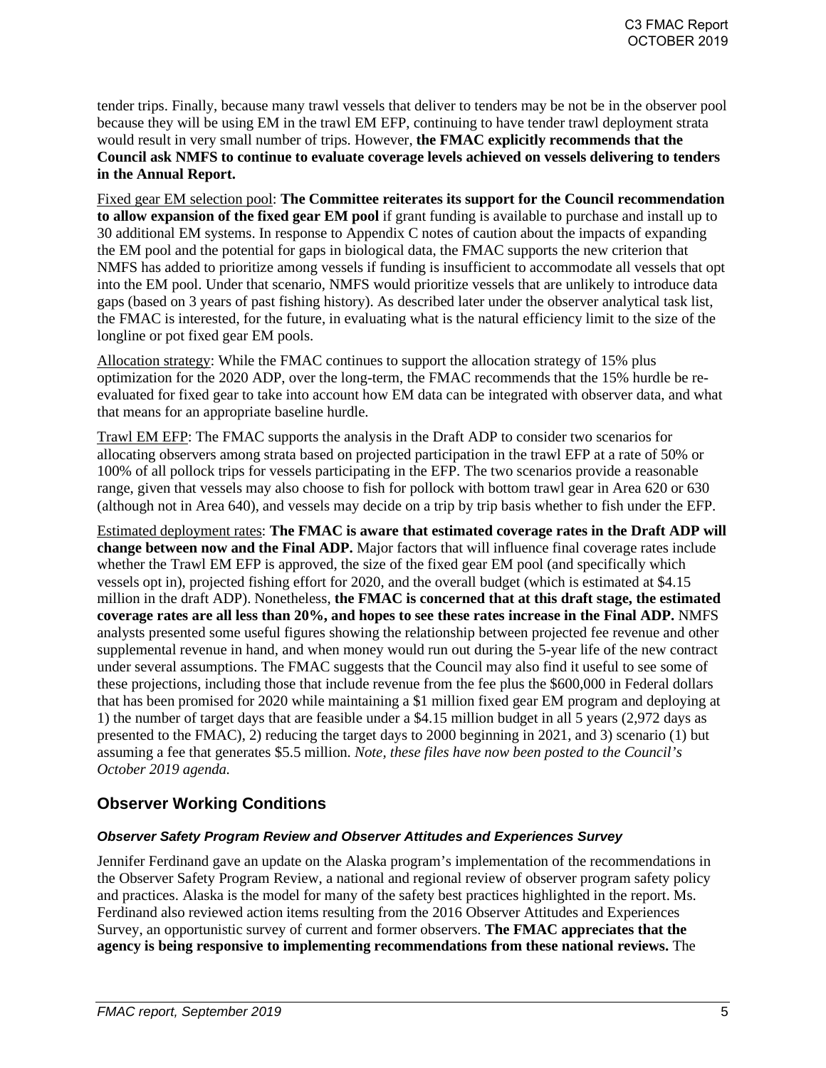tender trips. Finally, because many trawl vessels that deliver to tenders may be not be in the observer pool because they will be using EM in the trawl EM EFP, continuing to have tender trawl deployment strata would result in very small number of trips. However, **the FMAC explicitly recommends that the Council ask NMFS to continue to evaluate coverage levels achieved on vessels delivering to tenders in the Annual Report.**

<u>Fixed gear EM selection pool</u>: **The Committee reiterates its support for the Council recommendation to allow expansion of the fixed gear EM pool** if grant funding is available to purchase and install up to 30 additional EM systems. In response to Appendix C notes of caution about the impacts of expanding the EM pool and the potential for gaps in biological data, the FMAC supports the new criterion that NMFS has added to prioritize among vessels if funding is insufficient to accommodate all vessels that opt into the EM pool. Under that scenario, NMFS would prioritize vessels that are unlikely to introduce data gaps (based on 3 years of past fishing history). As described later under the observer analytical task list, the FMAC is interested, for the future, in evaluating what is the natural efficiency limit to the size of the longline or pot fixed gear EM pools.

<u>Allocation strategy</u>: While the FMAC continues to support the allocation strategy of 15% plus optimization for the 2020 ADP, over the long-term, the FMAC recommends that the 15% hurdle be re-evaluated for fixed gear to take into account how EM data can be integrated with observer data, and what that means for an appropriate baseline hurdle.

<u>Trawl EM EFP</u>: The FMAC supports the analysis in the Draft ADP to consider two scenarios for allocating observers among strata based on projected participation in the trawl EFP at a rate of 50% or 100% of all pollock trips for vessels participating in the EFP. The two scenarios provide a reasonable range, given that vessels may also choose to fish for pollock with bottom trawl gear in Area 620 or 630 (although not in Area 640), and vessels may decide on a trip by trip basis whether to fish under the EFP.

<u>Estimated deployment rates</u>: **The FMAC is aware that estimated coverage rates in the Draft ADP will change between now and the Final ADP.** Major factors that will influence final coverage rates include whether the Trawl EM EFP is approved, the size of the fixed gear EM pool (and specifically which vessels opt in), projected fishing effort for 2020, and the overall budget (which is estimated at $4.15 million in the draft ADP). Nonetheless, **the FMAC is concerned that at this draft stage, the estimated coverage rates are all less than 20%, and hopes to see these rates increase in the Final ADP.** NMFS analysts presented some useful figures showing the relationship between projected fee revenue and other supplemental revenue in hand, and when money would run out during the 5-year life of the new contract under several assumptions. The FMAC suggests that the Council may also find it useful to see some of these projections, including those that include revenue from the fee plus the $600,000 in Federal dollars that has been promised for 2020 while maintaining a $1 million fixed gear EM program and deploying at 1) the number of target days that are feasible under a $4.15 million budget in all 5 years (2,972 days as presented to the FMAC), 2) reducing the target days to 2000 beginning in 2021, and 3) scenario (1) but assuming a fee that generates $5.5 million. *Note, these files have now been posted to the Council's October 2019 agenda.*

## Observer Working Conditions

### *Observer Safety Program Review and Observer Attitudes and Experiences Survey*

Jennifer Ferdinand gave an update on the Alaska program's implementation of the recommendations in the Observer Safety Program Review, a national and regional review of observer program safety policy and practices. Alaska is the model for many of the safety best practices highlighted in the report. Ms. Ferdinand also reviewed action items resulting from the 2016 Observer Attitudes and Experiences Survey, an opportunistic survey of current and former observers. **The FMAC appreciates that the agency is being responsive to implementing recommendations from these national reviews.** The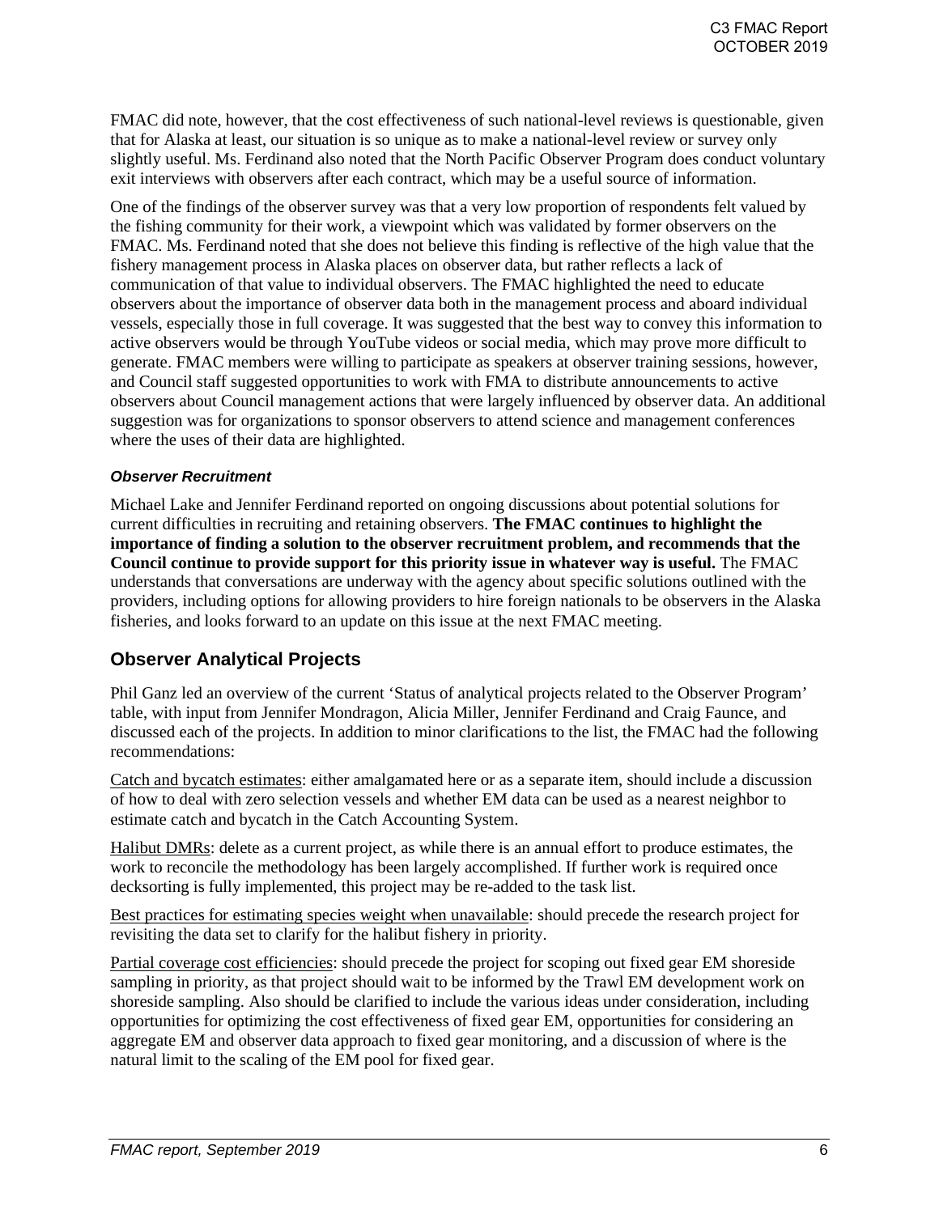FMAC did note, however, that the cost effectiveness of such national-level reviews is questionable, given that for Alaska at least, our situation is so unique as to make a national-level review or survey only slightly useful. Ms. Ferdinand also noted that the North Pacific Observer Program does conduct voluntary exit interviews with observers after each contract, which may be a useful source of information.

One of the findings of the observer survey was that a very low proportion of respondents felt valued by the fishing community for their work, a viewpoint which was validated by former observers on the FMAC. Ms. Ferdinand noted that she does not believe this finding is reflective of the high value that the fishery management process in Alaska places on observer data, but rather reflects a lack of communication of that value to individual observers. The FMAC highlighted the need to educate observers about the importance of observer data both in the management process and aboard individual vessels, especially those in full coverage. It was suggested that the best way to convey this information to active observers would be through YouTube videos or social media, which may prove more difficult to generate. FMAC members were willing to participate as speakers at observer training sessions, however, and Council staff suggested opportunities to work with FMA to distribute announcements to active observers about Council management actions that were largely influenced by observer data. An additional suggestion was for organizations to sponsor observers to attend science and management conferences where the uses of their data are highlighted.

#### *Observer Recruitment*

Michael Lake and Jennifer Ferdinand reported on ongoing discussions about potential solutions for current difficulties in recruiting and retaining observers. **The FMAC continues to highlight the importance of finding a solution to the observer recruitment problem, and recommends that the Council continue to provide support for this priority issue in whatever way is useful.** The FMAC understands that conversations are underway with the agency about specific solutions outlined with the providers, including options for allowing providers to hire foreign nationals to be observers in the Alaska fisheries, and looks forward to an update on this issue at the next FMAC meeting.

## Observer Analytical Projects

Phil Ganz led an overview of the current 'Status of analytical projects related to the Observer Program' table, with input from Jennifer Mondragon, Alicia Miller, Jennifer Ferdinand and Craig Faunce, and discussed each of the projects. In addition to minor clarifications to the list, the FMAC had the following recommendations:

<u>Catch and bycatch estimates</u>: either amalgamated here or as a separate item, should include a discussion of how to deal with zero selection vessels and whether EM data can be used as a nearest neighbor to estimate catch and bycatch in the Catch Accounting System.

<u>Halibut DMRs</u>: delete as a current project, as while there is an annual effort to produce estimates, the work to reconcile the methodology has been largely accomplished. If further work is required once decksorting is fully implemented, this project may be re-added to the task list.

<u>Best practices for estimating species weight when unavailable</u>: should precede the research project for revisiting the data set to clarify for the halibut fishery in priority.

<u>Partial coverage cost efficiencies</u>: should precede the project for scoping out fixed gear EM shoreside sampling in priority, as that project should wait to be informed by the Trawl EM development work on shoreside sampling. Also should be clarified to include the various ideas under consideration, including opportunities for optimizing the cost effectiveness of fixed gear EM, opportunities for considering an aggregate EM and observer data approach to fixed gear monitoring, and a discussion of where is the natural limit to the scaling of the EM pool for fixed gear.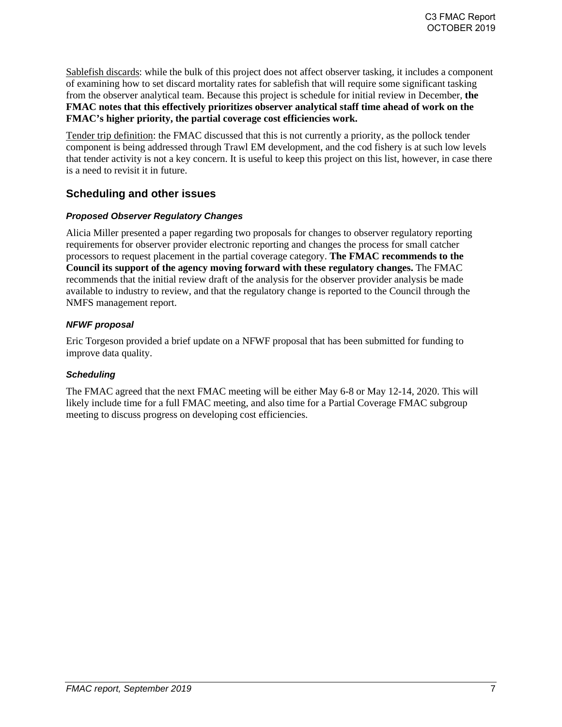Sablefish discards: while the bulk of this project does not affect observer tasking, it includes a component of examining how to set discard mortality rates for sablefish that will require some significant tasking from the observer analytical team. Because this project is schedule for initial review in December, **the FMAC notes that this effectively prioritizes observer analytical staff time ahead of work on the FMAC's higher priority, the partial coverage cost efficiencies work.**

Tender trip definition: the FMAC discussed that this is not currently a priority, as the pollock tender component is being addressed through Trawl EM development, and the cod fishery is at such low levels that tender activity is not a key concern. It is useful to keep this project on this list, however, in case there is a need to revisit it in future.

## Scheduling and other issues

### *Proposed Observer Regulatory Changes*

Alicia Miller presented a paper regarding two proposals for changes to observer regulatory reporting requirements for observer provider electronic reporting and changes the process for small catcher processors to request placement in the partial coverage category. **The FMAC recommends to the Council its support of the agency moving forward with these regulatory changes.** The FMAC recommends that the initial review draft of the analysis for the observer provider analysis be made available to industry to review, and that the regulatory change is reported to the Council through the NMFS management report.

### *NFWF proposal*

Eric Torgeson provided a brief update on a NFWF proposal that has been submitted for funding to improve data quality.

### *Scheduling*

The FMAC agreed that the next FMAC meeting will be either May 6-8 or May 12-14, 2020. This will likely include time for a full FMAC meeting, and also time for a Partial Coverage FMAC subgroup meeting to discuss progress on developing cost efficiencies.